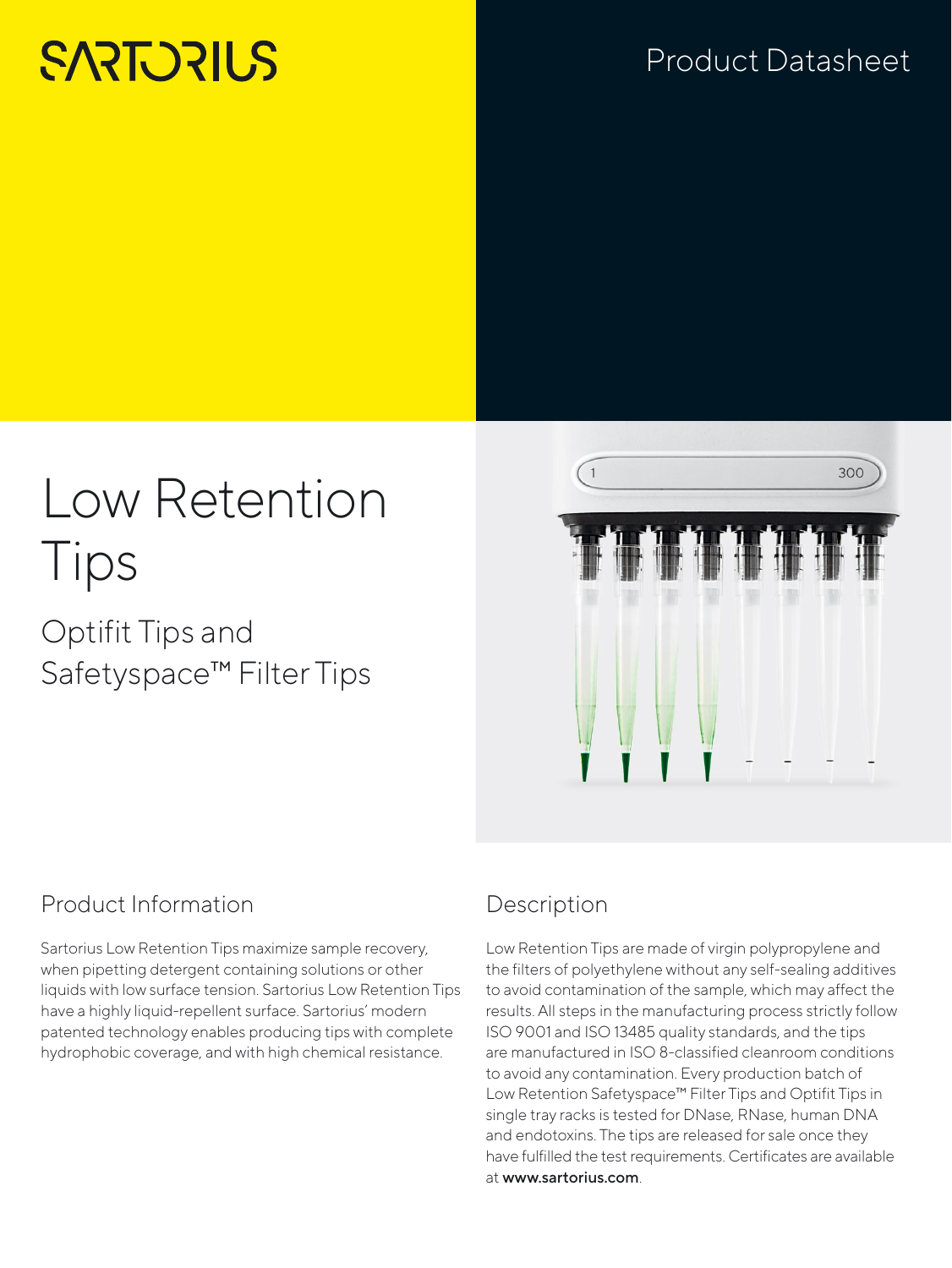SARTORIUS

Product Datasheet

# Low Retention Tips

## Optifit Tips and Safetyspace™ Filter Tips

## Product Information

Sartorius Low Retention Tips maximize sample recovery, when pipetting detergent containing solutions or other liquids with low surface tension. Sartorius Low Retention Tips have a highly liquid-repellent surface. Sartorius' modern patented technology enables producing tips with complete hydrophobic coverage, and with high chemical resistance.

## Description

Low Retention Tips are made of virgin polypropylene and the filters of polyethylene without any self-sealing additives to avoid contamination of the sample, which may affect the results. All steps in the manufacturing process strictly follow ISO 9001 and ISO 13485 quality standards, and the tips are manufactured in ISO 8-classified cleanroom conditions to avoid any contamination. Every production batch of Low Retention Safetyspace™ Filter Tips and Optifit Tips in single tray racks is tested for DNase, RNase, human DNA and endotoxins. The tips are released for sale once they have fulfilled the test requirements. Certificates are available at **www.sartorius.com**.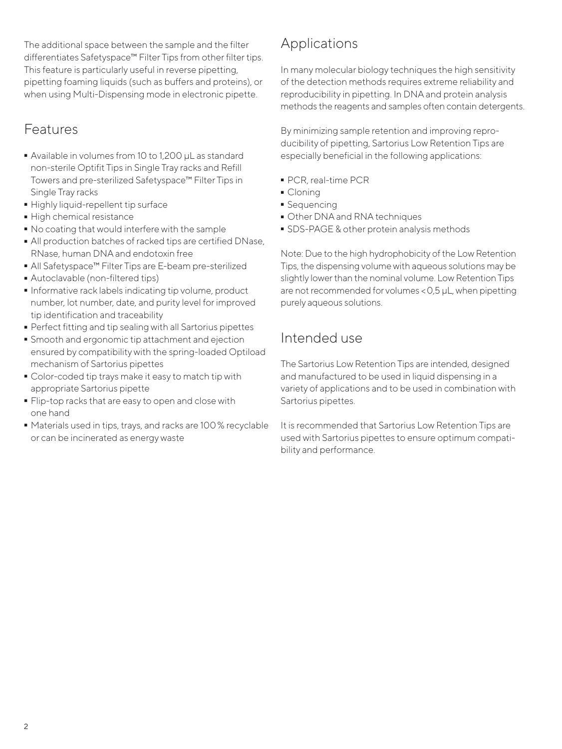The additional space between the sample and the filter differentiates Safetyspace™ Filter Tips from other filter tips. This feature is particularly useful in reverse pipetting, pipetting foaming liquids (such as buffers and proteins), or when using Multi-Dispensing mode in electronic pipette.

## Features

- Available in volumes from 10 to 1,200 µL as standard non-sterile Optifit Tips in Single Tray racks and Refill Towers and pre-sterilized Safetyspace™ Filter Tips in Single Tray racks
- Highly liquid-repellent tip surface
- High chemical resistance
- No coating that would interfere with the sample
- All production batches of racked tips are certified DNase, RNase, human DNA and endotoxin free
- All Safetyspace™ Filter Tips are E-beam pre-sterilized
- Autoclavable (non-filtered tips)
- Informative rack labels indicating tip volume, product number, lot number, date, and purity level for improved tip identification and traceability
- Perfect fitting and tip sealing with all Sartorius pipettes
- Smooth and ergonomic tip attachment and ejection ensured by compatibility with the spring-loaded Optiload mechanism of Sartorius pipettes
- Color-coded tip trays make it easy to match tip with appropriate Sartorius pipette
- Flip-top racks that are easy to open and close with one hand
- Materials used in tips, trays, and racks are 100 % recyclable or can be incinerated as energy waste

## Applications

In many molecular biology techniques the high sensitivity of the detection methods requires extreme reliability and reproducibility in pipetting. In DNA and protein analysis methods the reagents and samples often contain detergents.

By minimizing sample retention and improving reproducibility of pipetting, Sartorius Low Retention Tips are especially beneficial in the following applications:

- PCR, real-time PCR
- Cloning
- Sequencing
- Other DNA and RNA techniques
- SDS-PAGE & other protein analysis methods

Note: Due to the high hydrophobicity of the Low Retention Tips, the dispensing volume with aqueous solutions may be slightly lower than the nominal volume. Low Retention Tips are not recommended for volumes < 0,5 µL, when pipetting purely aqueous solutions.

## Intended use

The Sartorius Low Retention Tips are intended, designed and manufactured to be used in liquid dispensing in a variety of applications and to be used in combination with Sartorius pipettes.

It is recommended that Sartorius Low Retention Tips are used with Sartorius pipettes to ensure optimum compatibility and performance.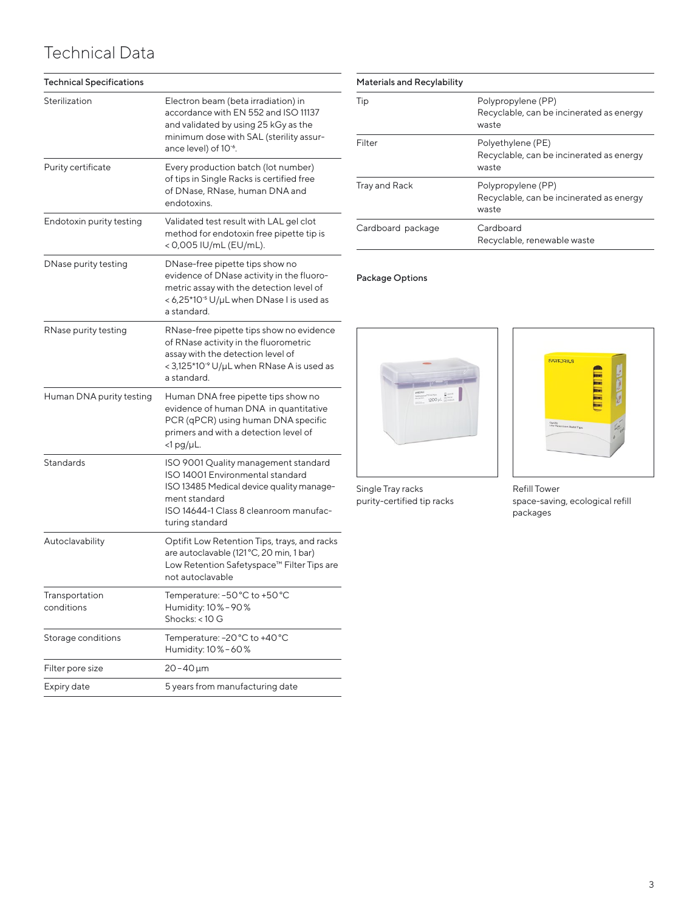# Technical Data

| Technical Specifications | |
|---|---|
| Sterilization | Electron beam (beta irradiation) in accordance with EN 552 and ISO 11137 and validated by using 25 kGy as the minimum dose with SAL (sterility assurance level) of $10^{-6}$. |
| Purity certificate | Every production batch (lot number) of tips in Single Racks is certified free of DNase, RNase, human DNA and endotoxins. |
| Endotoxin purity testing | Validated test result with LAL gel clot method for endotoxin free pipette tip is < 0,005 IU/mL (EU/mL). |
| DNase purity testing | DNase-free pipette tips show no evidence of DNase activity in the fluorometric assay with the detection level of < $6{,}25*10^{-5}$ U/µL when DNase I is used as a standard. |
| RNase purity testing | RNase-free pipette tips show no evidence of RNase activity in the fluorometric assay with the detection level of < $3{,}125*10^{-9}$ U/µL when RNase A is used as a standard. |
| Human DNA purity testing | Human DNA free pipette tips show no evidence of human DNA in quantitative PCR (qPCR) using human DNA specific primers and with a detection level of <1 pg/µL. |
| Standards | ISO 9001 Quality management standard<br>ISO 14001 Environmental standard<br>ISO 13485 Medical device quality management standard<br>ISO 14644-1 Class 8 cleanroom manufacturing standard |
| Autoclavability | Optifit Low Retention Tips, trays, and racks are autoclavable (121 °C, 20 min, 1 bar)<br>Low Retention Safetyspace™ Filter Tips are not autoclavable |
| Transportation conditions | Temperature: -50 °C to +50 °C<br>Humidity: 10 % - 90 %<br>Shocks: < 10 G |
| Storage conditions | Temperature: -20 °C to +40 °C<br>Humidity: 10 % - 60 % |
| Filter pore size | 20 - 40 µm |
| Expiry date | 5 years from manufacturing date |

| Materials and Recylability | |
|---|---|
| Tip | Polypropylene (PP)<br>Recyclable, can be incinerated as energy waste |
| Filter | Polyethylene (PE)<br>Recyclable, can be incinerated as energy waste |
| Tray and Rack | Polypropylene (PP)<br>Recyclable, can be incinerated as energy waste |
| Cardboard package | Cardboard<br>Recyclable, renewable waste |

**Package Options**

Single Tray racks
purity-certified tip racks

Refill Tower
space-saving, ecological refill packages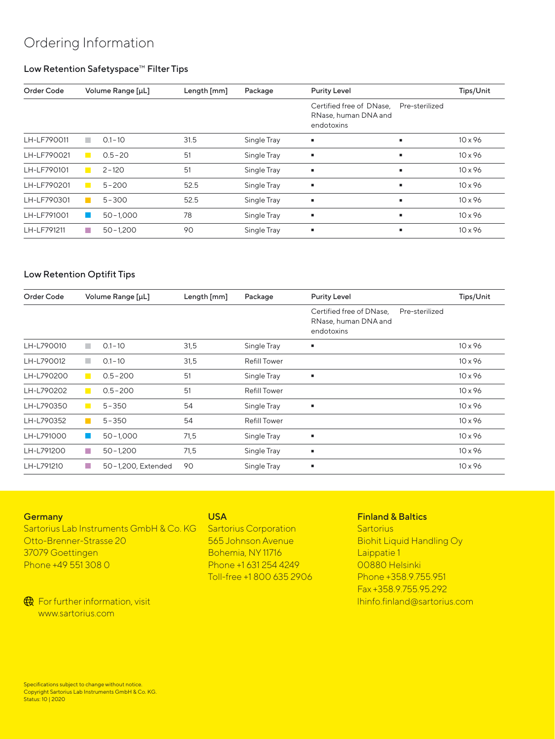# Ordering Information

### Low Retention Safetyspace™ Filter Tips

| Order Code | Volume Range [µL] | Length [mm] | Package | Purity Level | | Tips/Unit |
|---|---|---|---|---|---|---|
| | | | | Certified free of DNase, RNase, human DNA and endotoxins | Pre-sterilized | |
| LH-LF790011 | 0.1 – 10 | 31.5 | Single Tray | ▪ | ▪ | 10 x 96 |
| LH-LF790021 | 0.5 – 20 | 51 | Single Tray | ▪ | ▪ | 10 x 96 |
| LH-LF790101 | 2 – 120 | 51 | Single Tray | ▪ | ▪ | 10 x 96 |
| LH-LF790201 | 5 – 200 | 52.5 | Single Tray | ▪ | ▪ | 10 x 96 |
| LH-LF790301 | 5 – 300 | 52.5 | Single Tray | ▪ | ▪ | 10 x 96 |
| LH-LF791001 | 50 – 1,000 | 78 | Single Tray | ▪ | ▪ | 10 x 96 |
| LH-LF791211 | 50 – 1,200 | 90 | Single Tray | ▪ | ▪ | 10 x 96 |

### Low Retention Optifit Tips

| Order Code | Volume Range [µL] | Length [mm] | Package | Purity Level | | Tips/Unit |
|---|---|---|---|---|---|---|
| | | | | Certified free of DNase, RNase, human DNA and endotoxins | Pre-sterilized | |
| LH-L790010 | 0.1 – 10 | 31,5 | Single Tray | ▪ | | 10 x 96 |
| LH-L790012 | 0.1 – 10 | 31,5 | Refill Tower | | | 10 x 96 |
| LH-L790200 | 0.5 – 200 | 51 | Single Tray | ▪ | | 10 x 96 |
| LH-L790202 | 0.5 – 200 | 51 | Refill Tower | | | 10 x 96 |
| LH-L790350 | 5 – 350 | 54 | Single Tray | ▪ | | 10 x 96 |
| LH-L790352 | 5 – 350 | 54 | Refill Tower | | | 10 x 96 |
| LH-L791000 | 50 – 1,000 | 71,5 | Single Tray | ▪ | | 10 x 96 |
| LH-L791200 | 50 – 1,200 | 71,5 | Single Tray | ▪ | | 10 x 96 |
| LH-L791210 | 50 – 1,200, Extended | 90 | Single Tray | ▪ | | 10 x 96 |

**Germany**
Sartorius Lab Instruments GmbH & Co. KG
Otto-Brenner-Strasse 20
37079 Goettingen
Phone +49 551 308 0

**USA**
Sartorius Corporation
565 Johnson Avenue
Bohemia, NY 11716
Phone +1 631 254 4249
Toll-free +1 800 635 2906

**Finland & Baltics**
Sartorius
Biohit Liquid Handling Oy
Laippatie 1
00880 Helsinki
Phone +358.9.755.951
Fax +358.9.755.95.292
lhinfo.finland@sartorius.com

For further information, visit
www.sartorius.com

Specifications subject to change without notice.
Copyright Sartorius Lab Instruments GmbH & Co. KG.
Status: 10 | 2020